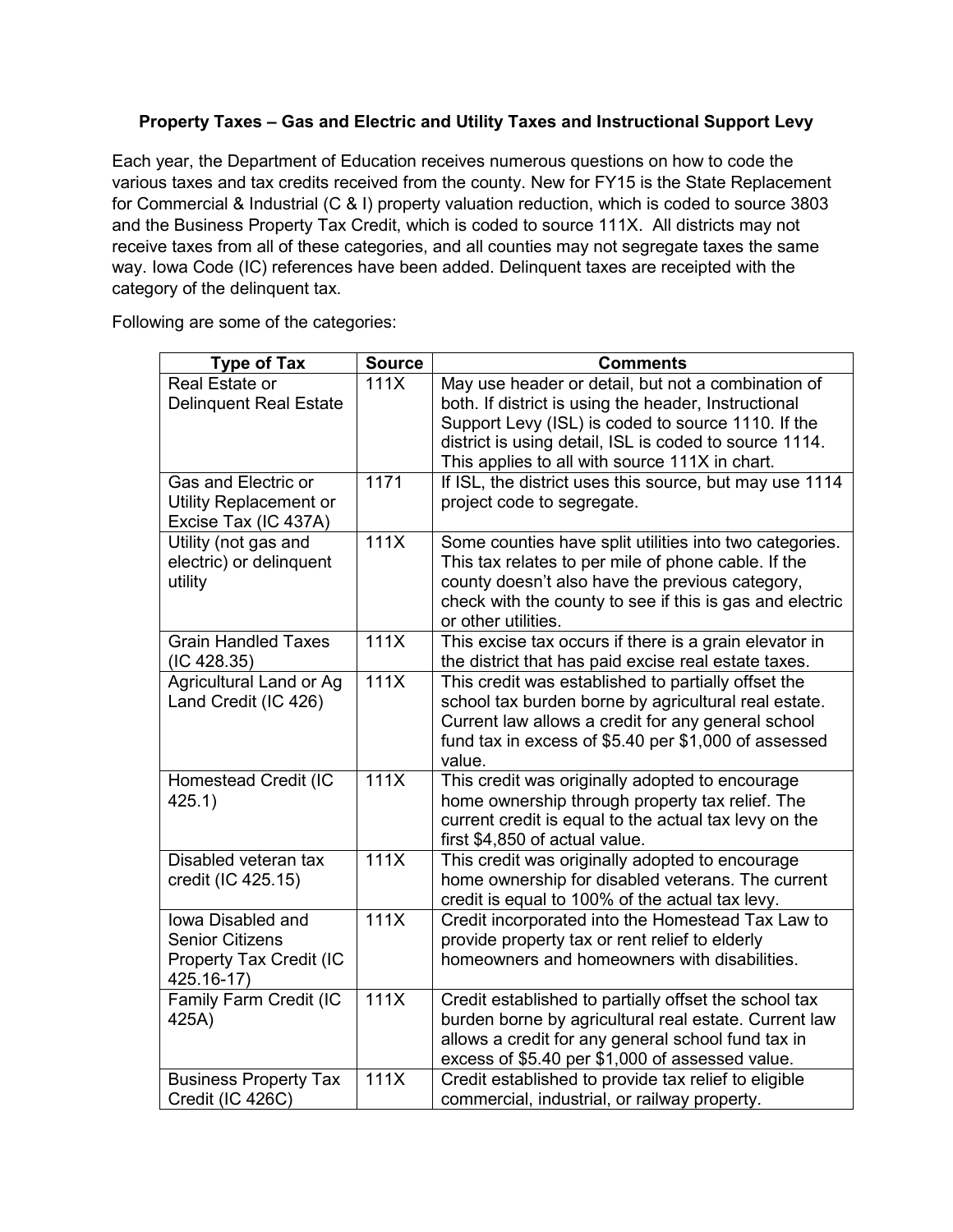# Property Taxes – Gas and Electric and Utility Taxes and Instructional Support Levy

Each year, the Department of Education receives numerous questions on how to code the various taxes and tax credits received from the county. New for FY15 is the State Replacement for Commercial & Industrial (C & I) property valuation reduction, which is coded to source 3803 and the Business Property Tax Credit, which is coded to source 111X. All districts may not receive taxes from all of these categories, and all counties may not segregate taxes the same way. Iowa Code (IC) references have been added. Delinquent taxes are receipted with the category of the delinquent tax.

Following are some of the categories:

| Type of Tax | Source | Comments |
|---|---|---|
| Real Estate or Delinquent Real Estate | 111X | May use header or detail, but not a combination of both. If district is using the header, Instructional Support Levy (ISL) is coded to source 1110. If the district is using detail, ISL is coded to source 1114. This applies to all with source 111X in chart. |
| Gas and Electric or Utility Replacement or Excise Tax (IC 437A) | 1171 | If ISL, the district uses this source, but may use 1114 project code to segregate. |
| Utility (not gas and electric) or delinquent utility | 111X | Some counties have split utilities into two categories. This tax relates to per mile of phone cable. If the county doesn't also have the previous category, check with the county to see if this is gas and electric or other utilities. |
| Grain Handled Taxes (IC 428.35) | 111X | This excise tax occurs if there is a grain elevator in the district that has paid excise real estate taxes. |
| Agricultural Land or Ag Land Credit (IC 426) | 111X | This credit was established to partially offset the school tax burden borne by agricultural real estate. Current law allows a credit for any general school fund tax in excess of $5.40 per $1,000 of assessed value. |
| Homestead Credit (IC 425.1) | 111X | This credit was originally adopted to encourage home ownership through property tax relief. The current credit is equal to the actual tax levy on the first $4,850 of actual value. |
| Disabled veteran tax credit (IC 425.15) | 111X | This credit was originally adopted to encourage home ownership for disabled veterans. The current credit is equal to 100% of the actual tax levy. |
| Iowa Disabled and Senior Citizens Property Tax Credit (IC 425.16-17) | 111X | Credit incorporated into the Homestead Tax Law to provide property tax or rent relief to elderly homeowners and homeowners with disabilities. |
| Family Farm Credit (IC 425A) | 111X | Credit established to partially offset the school tax burden borne by agricultural real estate. Current law allows a credit for any general school fund tax in excess of $5.40 per $1,000 of assessed value. |
| Business Property Tax Credit (IC 426C) | 111X | Credit established to provide tax relief to eligible commercial, industrial, or railway property. |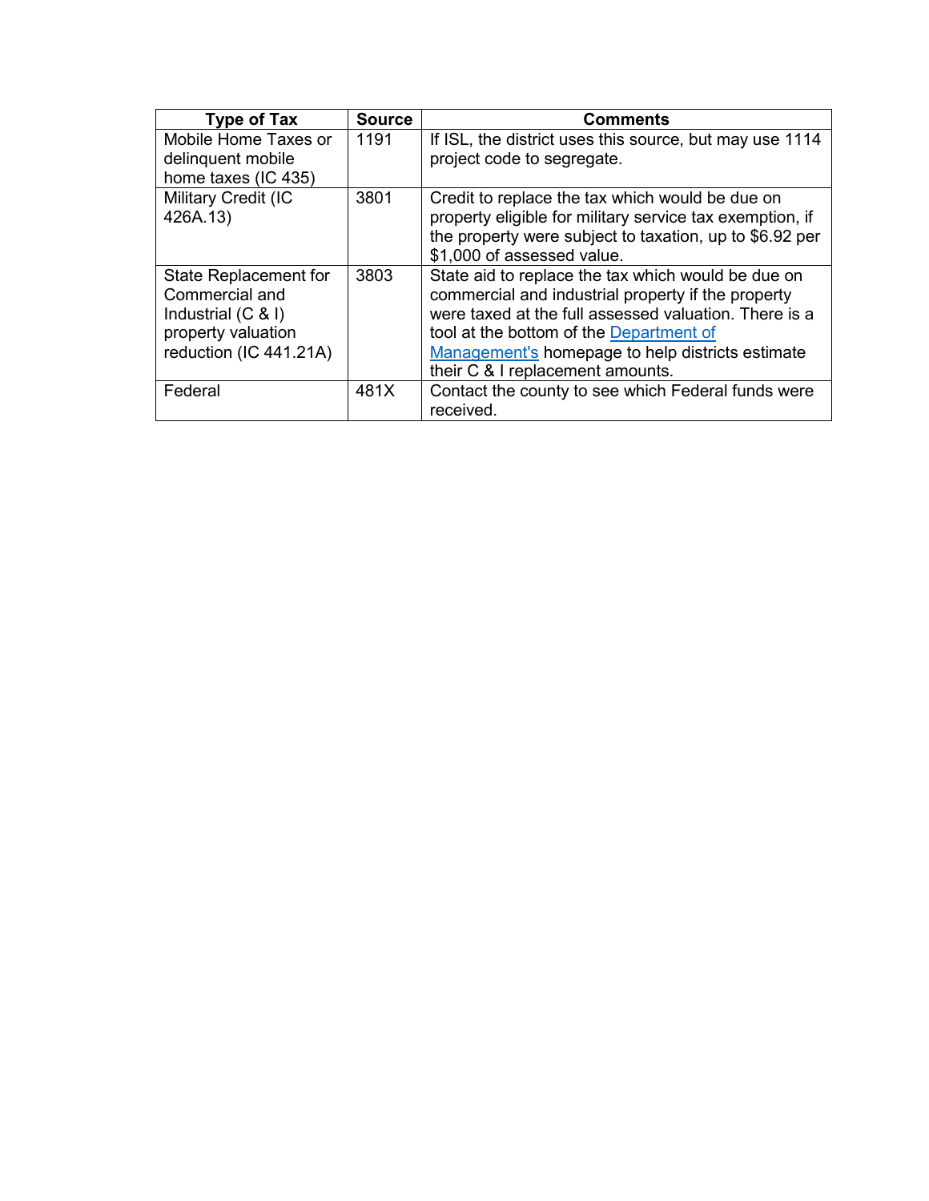| Type of Tax | Source | Comments |
| --- | --- | --- |
| Mobile Home Taxes or delinquent mobile home taxes (IC 435) | 1191 | If ISL, the district uses this source, but may use 1114 project code to segregate. |
| Military Credit (IC 426A.13) | 3801 | Credit to replace the tax which would be due on property eligible for military service tax exemption, if the property were subject to taxation, up to $6.92 per $1,000 of assessed value. |
| State Replacement for Commercial and Industrial (C & I) property valuation reduction (IC 441.21A) | 3803 | State aid to replace the tax which would be due on commercial and industrial property if the property were taxed at the full assessed valuation. There is a tool at the bottom of the Department of Management's homepage to help districts estimate their C & I replacement amounts. |
| Federal | 481X | Contact the county to see which Federal funds were received. |